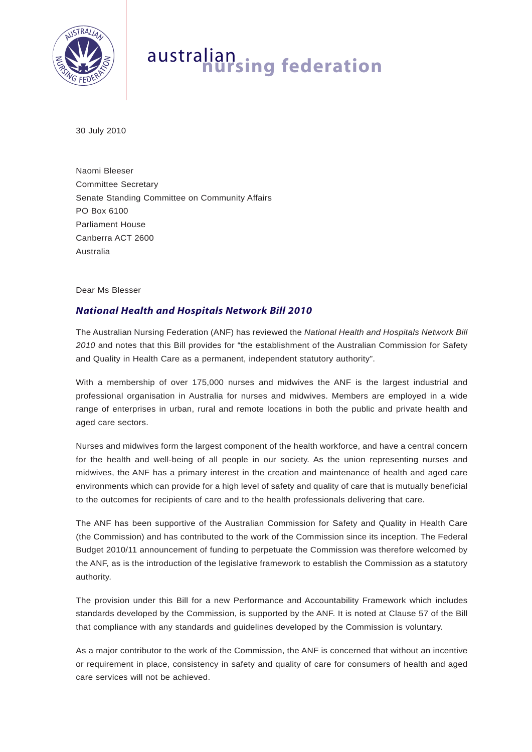australian **nursing federation**

30 July 2010

Naomi Bleeser
Committee Secretary
Senate Standing Committee on Community Affairs
PO Box 6100
Parliament House
Canberra ACT 2600
Australia

Dear Ms Blesser

## *National Health and Hospitals Network Bill 2010*

The Australian Nursing Federation (ANF) has reviewed the *National Health and Hospitals Network Bill 2010* and notes that this Bill provides for "the establishment of the Australian Commission for Safety and Quality in Health Care as a permanent, independent statutory authority".

With a membership of over 175,000 nurses and midwives the ANF is the largest industrial and professional organisation in Australia for nurses and midwives. Members are employed in a wide range of enterprises in urban, rural and remote locations in both the public and private health and aged care sectors.

Nurses and midwives form the largest component of the health workforce, and have a central concern for the health and well-being of all people in our society. As the union representing nurses and midwives, the ANF has a primary interest in the creation and maintenance of health and aged care environments which can provide for a high level of safety and quality of care that is mutually beneficial to the outcomes for recipients of care and to the health professionals delivering that care.

The ANF has been supportive of the Australian Commission for Safety and Quality in Health Care (the Commission) and has contributed to the work of the Commission since its inception. The Federal Budget 2010/11 announcement of funding to perpetuate the Commission was therefore welcomed by the ANF, as is the introduction of the legislative framework to establish the Commission as a statutory authority.

The provision under this Bill for a new Performance and Accountability Framework which includes standards developed by the Commission, is supported by the ANF. It is noted at Clause 57 of the Bill that compliance with any standards and guidelines developed by the Commission is voluntary.

As a major contributor to the work of the Commission, the ANF is concerned that without an incentive or requirement in place, consistency in safety and quality of care for consumers of health and aged care services will not be achieved.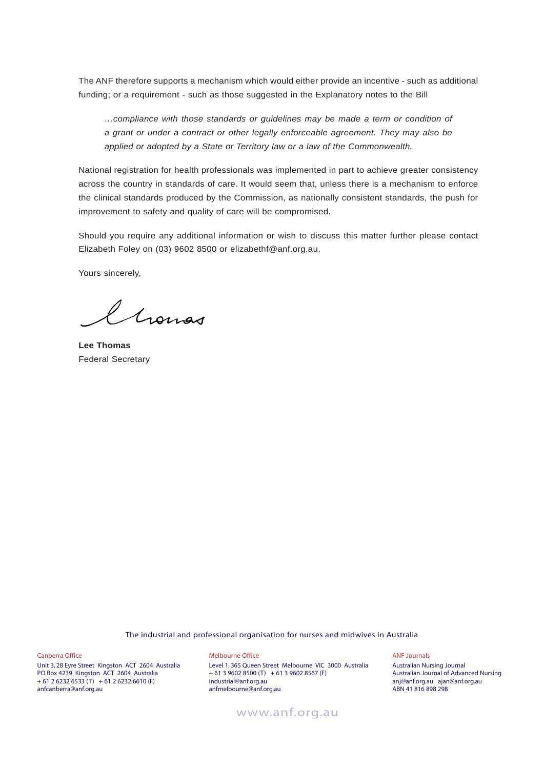The ANF therefore supports a mechanism which would either provide an incentive - such as additional funding; or a requirement - such as those suggested in the Explanatory notes to the Bill

> *…compliance with those standards or guidelines may be made a term or condition of a grant or under a contract or other legally enforceable agreement. They may also be applied or adopted by a State or Territory law or a law of the Commonwealth.*

National registration for health professionals was implemented in part to achieve greater consistency across the country in standards of care. It would seem that, unless there is a mechanism to enforce the clinical standards produced by the Commission, as nationally consistent standards, the push for improvement to safety and quality of care will be compromised.

Should you require any additional information or wish to discuss this matter further please contact Elizabeth Foley on (03) 9602 8500 or elizabethf@anf.org.au.

Yours sincerely,

**Lee Thomas**
Federal Secretary

The industrial and professional organisation for nurses and midwives in Australia

Canberra Office
Unit 3, 28 Eyre Street Kingston ACT 2604 Australia
PO Box 4239 Kingston ACT 2604 Australia
+ 61 2 6232 6533 (T) + 61 2 6232 6610 (F)
anfcanberra@anf.org.au

Melbourne Office
Level 1, 365 Queen Street Melbourne VIC 3000 Australia
+ 61 3 9602 8500 (T) + 61 3 9602 8567 (F)
industrial@anf.org.au
anfmelbourne@anf.org.au

ANF Journals
Australian Nursing Journal
Australian Journal of Advanced Nursing
anj@anf.org.au ajan@anf.org.au
ABN 41 816 898 298

www.anf.org.au